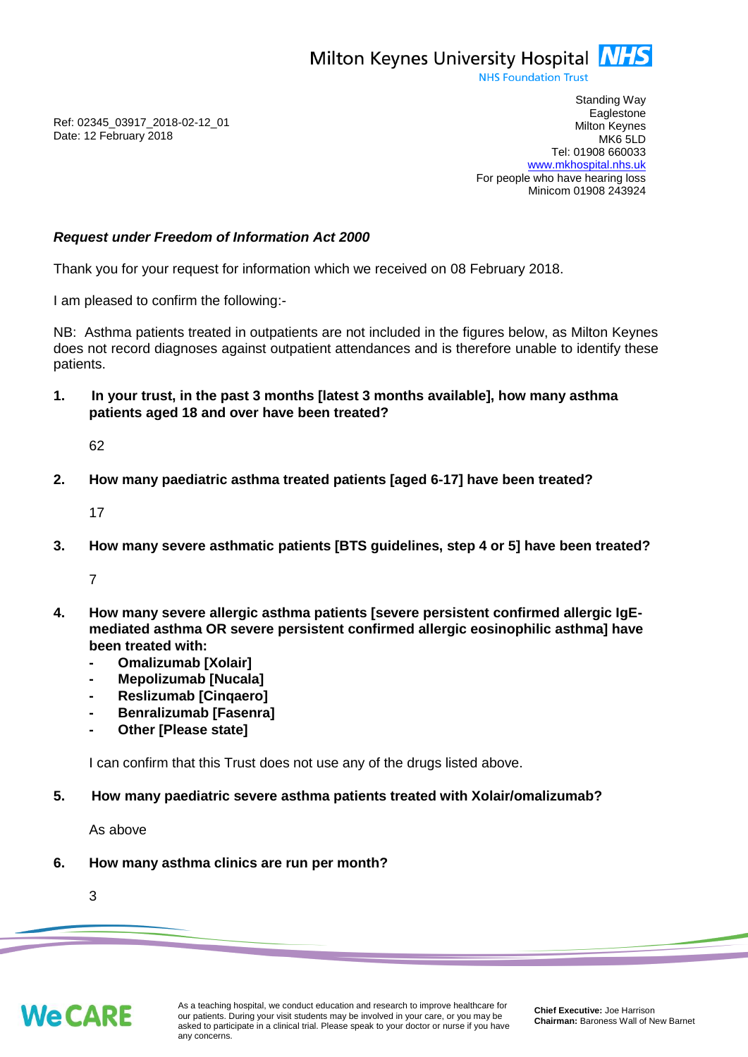Milton Keynes University Hospital NHS
NHS Foundation Trust

Ref: 02345_03917_2018-02-12_01
Date: 12 February 2018

Standing Way
Eaglestone
Milton Keynes
MK6 5LD
Tel: 01908 660033
www.mkhospital.nhs.uk
For people who have hearing loss
Minicom 01908 243924

***Request under Freedom of Information Act 2000***

Thank you for your request for information which we received on 08 February 2018.

I am pleased to confirm the following:-

NB: Asthma patients treated in outpatients are not included in the figures below, as Milton Keynes does not record diagnoses against outpatient attendances and is therefore unable to identify these patients.

1. **In your trust, in the past 3 months [latest 3 months available], how many asthma patients aged 18 and over have been treated?**

   62

2. **How many paediatric asthma treated patients [aged 6-17] have been treated?**

   17

3. **How many severe asthmatic patients [BTS guidelines, step 4 or 5] have been treated?**

   7

4. **How many severe allergic asthma patients [severe persistent confirmed allergic IgE-mediated asthma OR severe persistent confirmed allergic eosinophilic asthma] have been treated with:**
   - **Omalizumab [Xolair]**
   - **Mepolizumab [Nucala]**
   - **Reslizumab [Cinqaero]**
   - **Benralizumab [Fasenra]**
   - **Other [Please state]**

   I can confirm that this Trust does not use any of the drugs listed above.

5. **How many paediatric severe asthma patients treated with Xolair/omalizumab?**

   As above

6. **How many asthma clinics are run per month?**

   3

We CARE

As a teaching hospital, we conduct education and research to improve healthcare for our patients. During your visit students may be involved in your care, or you may be asked to participate in a clinical trial. Please speak to your doctor or nurse if you have any concerns.

**Chief Executive:** Joe Harrison
**Chairman:** Baroness Wall of New Barnet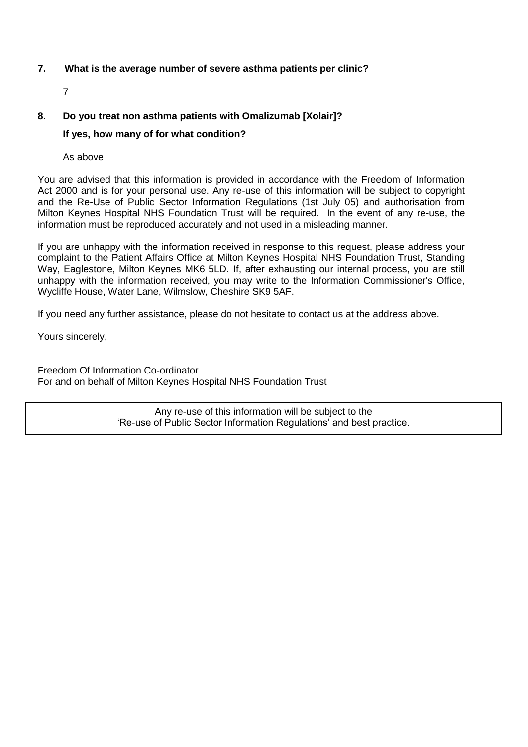**7. What is the average number of severe asthma patients per clinic?**

7

**8. Do you treat non asthma patients with Omalizumab [Xolair]?**

**If yes, how many of for what condition?**

As above

You are advised that this information is provided in accordance with the Freedom of Information Act 2000 and is for your personal use. Any re-use of this information will be subject to copyright and the Re-Use of Public Sector Information Regulations (1st July 05) and authorisation from Milton Keynes Hospital NHS Foundation Trust will be required. In the event of any re-use, the information must be reproduced accurately and not used in a misleading manner.

If you are unhappy with the information received in response to this request, please address your complaint to the Patient Affairs Office at Milton Keynes Hospital NHS Foundation Trust, Standing Way, Eaglestone, Milton Keynes MK6 5LD. If, after exhausting our internal process, you are still unhappy with the information received, you may write to the Information Commissioner's Office, Wycliffe House, Water Lane, Wilmslow, Cheshire SK9 5AF.

If you need any further assistance, please do not hesitate to contact us at the address above.

Yours sincerely,

Freedom Of Information Co-ordinator
For and on behalf of Milton Keynes Hospital NHS Foundation Trust

Any re-use of this information will be subject to the
'Re-use of Public Sector Information Regulations' and best practice.